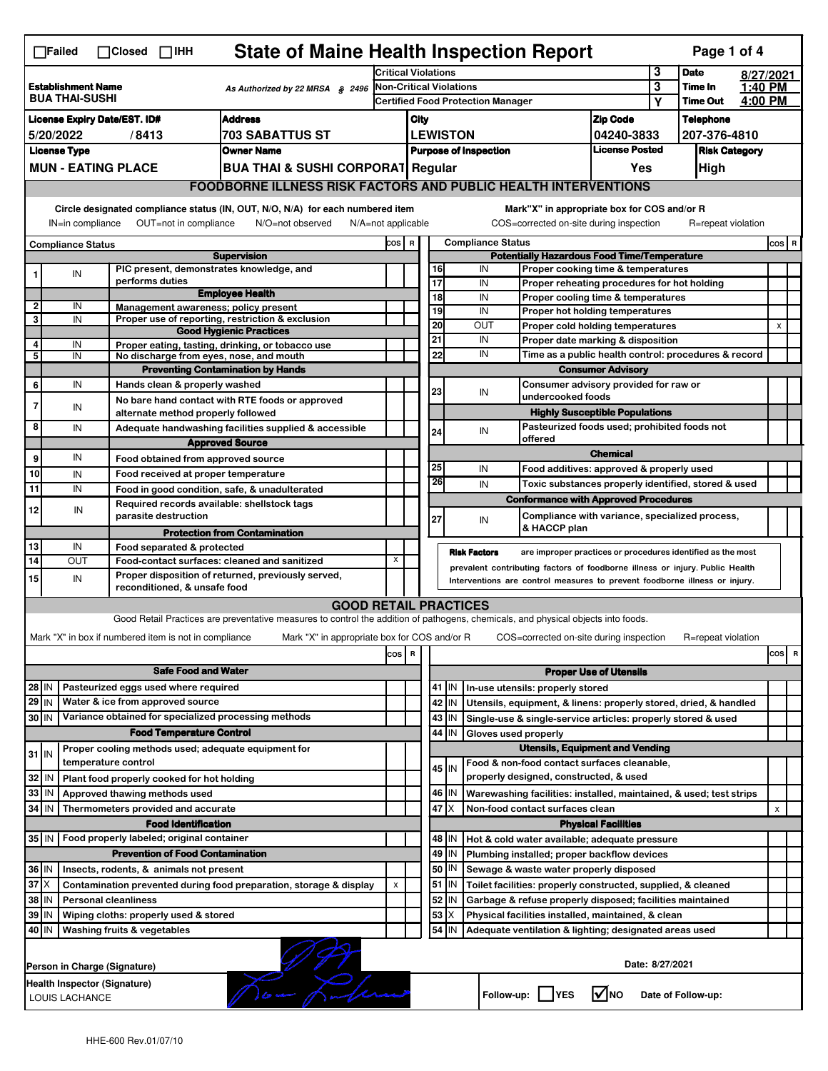☐Failed ☐Closed ☐IHH

# State of Maine Health Inspection Report

| Establishment Name | As Authorized by 22 MRSA § 2496 | Critical Violations | 3 | Date | 8/27/2021 |
|---|---|---|---|---|---|
| BUA THAI-SUSHI | | Non-Critical Violations | 3 | Time In | 1:40 PM |
| | | Certified Food Protection Manager | Y | Time Out | 4:00 PM |

| License Expiry Date/EST. ID# | Address | City | Zip Code | Telephone |
|---|---|---|---|---|
| 5/20/2022 / 8413 | 703 SABATTUS ST | LEWISTON | 04240-3833 | 207-376-4810 |

| License Type | Owner Name | Purpose of Inspection | License Posted | Risk Category |
|---|---|---|---|---|
| MUN - EATING PLACE | BUA THAI & SUSHI CORPORAT | Regular | Yes | High |

## FOODBORNE ILLNESS RISK FACTORS AND PUBLIC HEALTH INTERVENTIONS

Circle designated compliance status (IN, OUT, N/O, N/A) for each numbered item
IN=in compliance OUT=not in compliance N/O=not observed N/A=not applicable

Mark"X" in appropriate box for COS and/or R
COS=corrected on-site during inspection R=repeat violation

| # | Compliance Status | Item | COS | R |
|---|---|---|---|---|
| | | **Supervision** | | |
| 1 | IN | PIC present, demonstrates knowledge, and performs duties | | |
| | | **Employee Health** | | |
| 2 | IN | Management awareness; policy present | | |
| 3 | IN | Proper use of reporting, restriction & exclusion | | |
| | | **Good Hygienic Practices** | | |
| 4 | IN | Proper eating, tasting, drinking, or tobacco use | | |
| 5 | IN | No discharge from eyes, nose, and mouth | | |
| | | **Preventing Contamination by Hands** | | |
| 6 | IN | Hands clean & properly washed | | |
| 7 | IN | No bare hand contact with RTE foods or approved alternate method properly followed | | |
| 8 | IN | Adequate handwashing facilities supplied & accessible | | |
| | | **Approved Source** | | |
| 9 | IN | Food obtained from approved source | | |
| 10 | IN | Food received at proper temperature | | |
| 11 | IN | Food in good condition, safe, & unadulterated | | |
| 12 | IN | Required records available: shellstock tags parasite destruction | | |
| | | **Protection from Contamination** | | |
| 13 | IN | Food separated & protected | | |
| 14 | OUT | Food-contact surfaces: cleaned and sanitized | X | |
| 15 | IN | Proper disposition of returned, previously served, reconditioned, & unsafe food | | |
| | | **Potentially Hazardous Food Time/Temperature** | | |
| 16 | IN | Proper cooking time & temperatures | | |
| 17 | IN | Proper reheating procedures for hot holding | | |
| 18 | IN | Proper cooling time & temperatures | | |
| 19 | IN | Proper hot holding temperatures | | |
| 20 | OUT | Proper cold holding temperatures | | X |
| 21 | IN | Proper date marking & disposition | | |
| 22 | IN | Time as a public health control: procedures & record | | |
| | | **Consumer Advisory** | | |
| 23 | IN | Consumer advisory provided for raw or undercooked foods | | |
| | | **Highly Susceptible Populations** | | |
| 24 | IN | Pasteurized foods used; prohibited foods not offered | | |
| | | **Chemical** | | |
| 25 | IN | Food additives: approved & properly used | | |
| 26 | IN | Toxic substances properly identified, stored & used | | |
| | | **Conformance with Approved Procedures** | | |
| 27 | IN | Compliance with variance, specialized process, & HACCP plan | | |

**Risk Factors** are improper practices or procedures identified as the most prevalent contributing factors of foodborne illness or injury. Public Health Interventions are control measures to prevent foodborne illness or injury.

## GOOD RETAIL PRACTICES

Good Retail Practices are preventative measures to control the addition of pathogens, chemicals, and physical objects into foods.

Mark "X" in box if numbered item is not in compliance Mark "X" in appropriate box for COS and/or R COS=corrected on-site during inspection R=repeat violation

| # | Status | Item | COS | R |
|---|---|---|---|---|
| | | **Safe Food and Water** | | |
| 28 | IN | Pasteurized eggs used where required | | |
| 29 | IN | Water & ice from approved source | | |
| 30 | IN | Variance obtained for specialized processing methods | | |
| | | **Food Temperature Control** | | |
| 31 | IN | Proper cooling methods used; adequate equipment for temperature control | | |
| 32 | IN | Plant food properly cooked for hot holding | | |
| 33 | IN | Approved thawing methods used | | |
| 34 | IN | Thermometers provided and accurate | | |
| | | **Food Identification** | | |
| 35 | IN | Food properly labeled; original container | | |
| | | **Prevention of Food Contamination** | | |
| 36 | IN | Insects, rodents, & animals not present | | |
| 37 | X | Contamination prevented during food preparation, storage & display | X | |
| 38 | IN | Personal cleanliness | | |
| 39 | IN | Wiping cloths: properly used & stored | | |
| 40 | IN | Washing fruits & vegetables | | |
| | | **Proper Use of Utensils** | | |
| 41 | IN | In-use utensils: properly stored | | |
| 42 | IN | Utensils, equipment, & linens: properly stored, dried, & handled | | |
| 43 | IN | Single-use & single-service articles: properly stored & used | | |
| 44 | IN | Gloves used properly | | |
| | | **Utensils, Equipment and Vending** | | |
| 45 | IN | Food & non-food contact surfaces cleanable, properly designed, constructed, & used | | |
| 46 | IN | Warewashing facilities: installed, maintained, & used; test strips | | |
| 47 | X | Non-food contact surfaces clean | | X |
| | | **Physical Facilities** | | |
| 48 | IN | Hot & cold water available; adequate pressure | | |
| 49 | IN | Plumbing installed; proper backflow devices | | |
| 50 | IN | Sewage & waste water properly disposed | | |
| 51 | IN | Toilet facilities: properly constructed, supplied, & cleaned | | |
| 52 | IN | Garbage & refuse properly disposed; facilities maintained | | |
| 53 | X | Physical facilities installed, maintained, & clean | | |
| 54 | IN | Adequate ventilation & lighting; designated areas used | | |

Person in Charge (Signature)

Date: 8/27/2021

Health Inspector (Signature)
LOUIS LACHANCE

Follow-up: ☐ YES ☑ NO Date of Follow-up:

HHE-600 Rev.01/07/10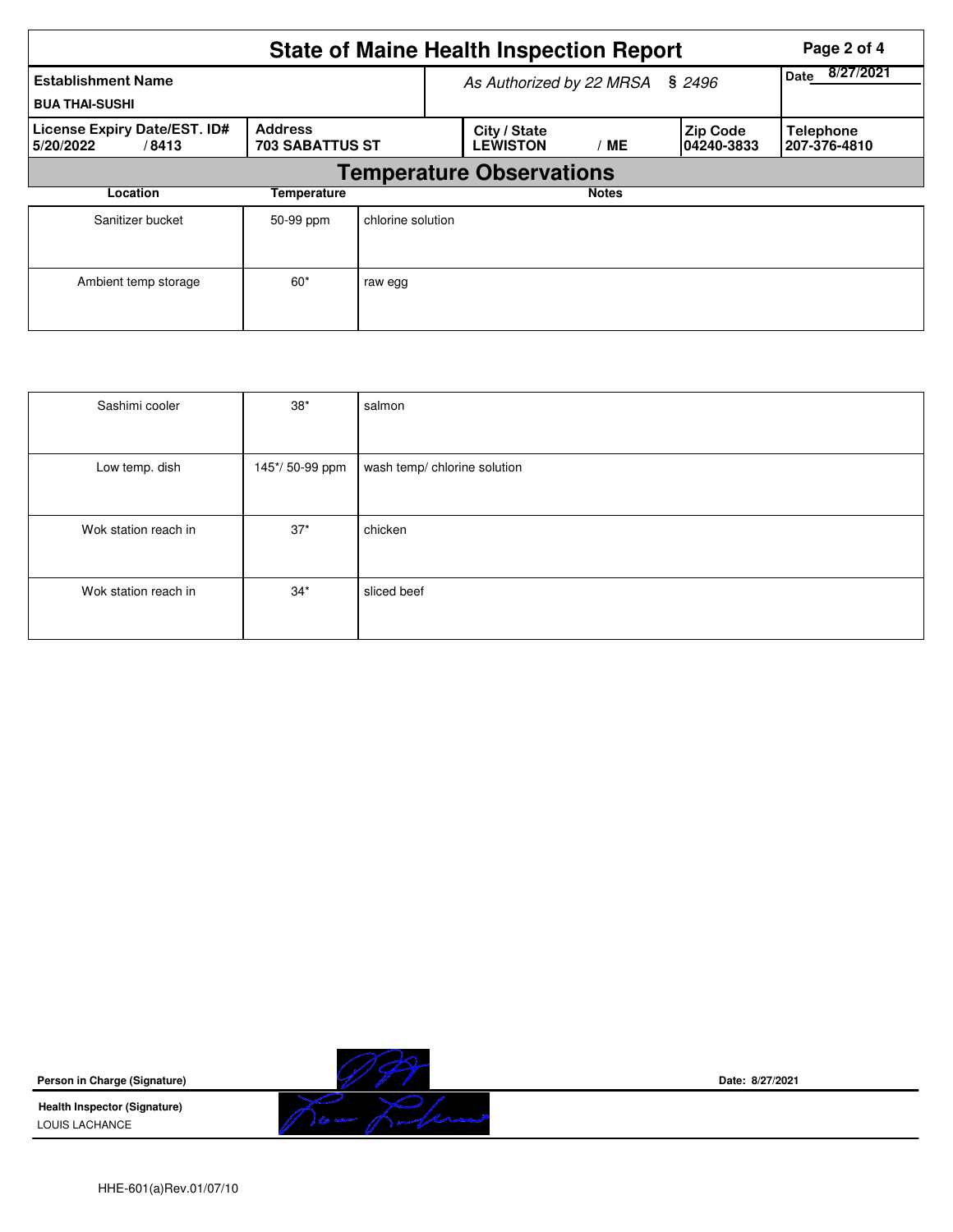# State of Maine Health Inspection Report

| Establishment Name | As Authorized by 22 MRSA § 2496 | Date 8/27/2021 |
|---|---|---|
| BUA THAI-SUSHI | | |

| License Expiry Date/EST. ID# | Address | City / State | Zip Code | Telephone |
|---|---|---|---|---|
| 5/20/2022 / 8413 | 703 SABATTUS ST | LEWISTON / ME | 04240-3833 | 207-376-4810 |

## Temperature Observations

| Location | Temperature | Notes |
|---|---|---|
| Sanitizer bucket | 50-99 ppm | chlorine solution |
| Ambient temp storage | 60* | raw egg |
| Sashimi cooler | 38* | salmon |
| Low temp. dish | 145*/ 50-99 ppm | wash temp/ chlorine solution |
| Wok station reach in | 37* | chicken |
| Wok station reach in | 34* | sliced beef |

**Person in Charge (Signature)**

**Date:** 8/27/2021

**Health Inspector (Signature)**
LOUIS LACHANCE

HHE-601(a)Rev.01/07/10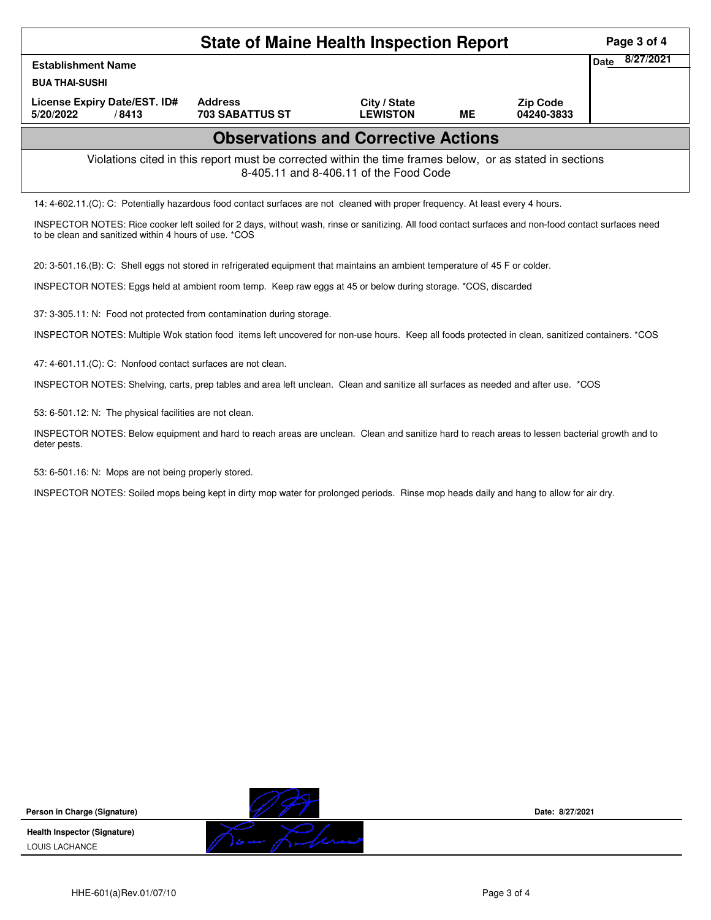# State of Maine Health Inspection Report

| Establishment Name | | | | | Date 8/27/2021 |
|---|---|---|---|---|---|
| BUA THAI-SUSHI | | | | | |
| License Expiry Date/EST. ID# | Address | City / State | | Zip Code | |
| 5/20/2022 / 8413 | 703 SABATTUS ST | LEWISTON | ME | 04240-3833 | |

## Observations and Corrective Actions

Violations cited in this report must be corrected within the time frames below, or as stated in sections 8-405.11 and 8-406.11 of the Food Code

14: 4-602.11.(C): C: Potentially hazardous food contact surfaces are not cleaned with proper frequency. At least every 4 hours.

INSPECTOR NOTES: Rice cooker left soiled for 2 days, without wash, rinse or sanitizing. All food contact surfaces and non-food contact surfaces need to be clean and sanitized within 4 hours of use. *COS

20: 3-501.16.(B): C: Shell eggs not stored in refrigerated equipment that maintains an ambient temperature of 45 F or colder.

INSPECTOR NOTES: Eggs held at ambient room temp. Keep raw eggs at 45 or below during storage. *COS, discarded

37: 3-305.11: N: Food not protected from contamination during storage.

INSPECTOR NOTES: Multiple Wok station food items left uncovered for non-use hours. Keep all foods protected in clean, sanitized containers. *COS

47: 4-601.11.(C): C: Nonfood contact surfaces are not clean.

INSPECTOR NOTES: Shelving, carts, prep tables and area left unclean. Clean and sanitize all surfaces as needed and after use. *COS

53: 6-501.12: N: The physical facilities are not clean.

INSPECTOR NOTES: Below equipment and hard to reach areas are unclean. Clean and sanitize hard to reach areas to lessen bacterial growth and to deter pests.

53: 6-501.16: N: Mops are not being properly stored.

INSPECTOR NOTES: Soiled mops being kept in dirty mop water for prolonged periods. Rinse mop heads daily and hang to allow for air dry.

**Person in Charge (Signature)** &nbsp;&nbsp;&nbsp; **Date: 8/27/2021**

**Health Inspector (Signature)**
LOUIS LACHANCE

HHE-601(a)Rev.01/07/10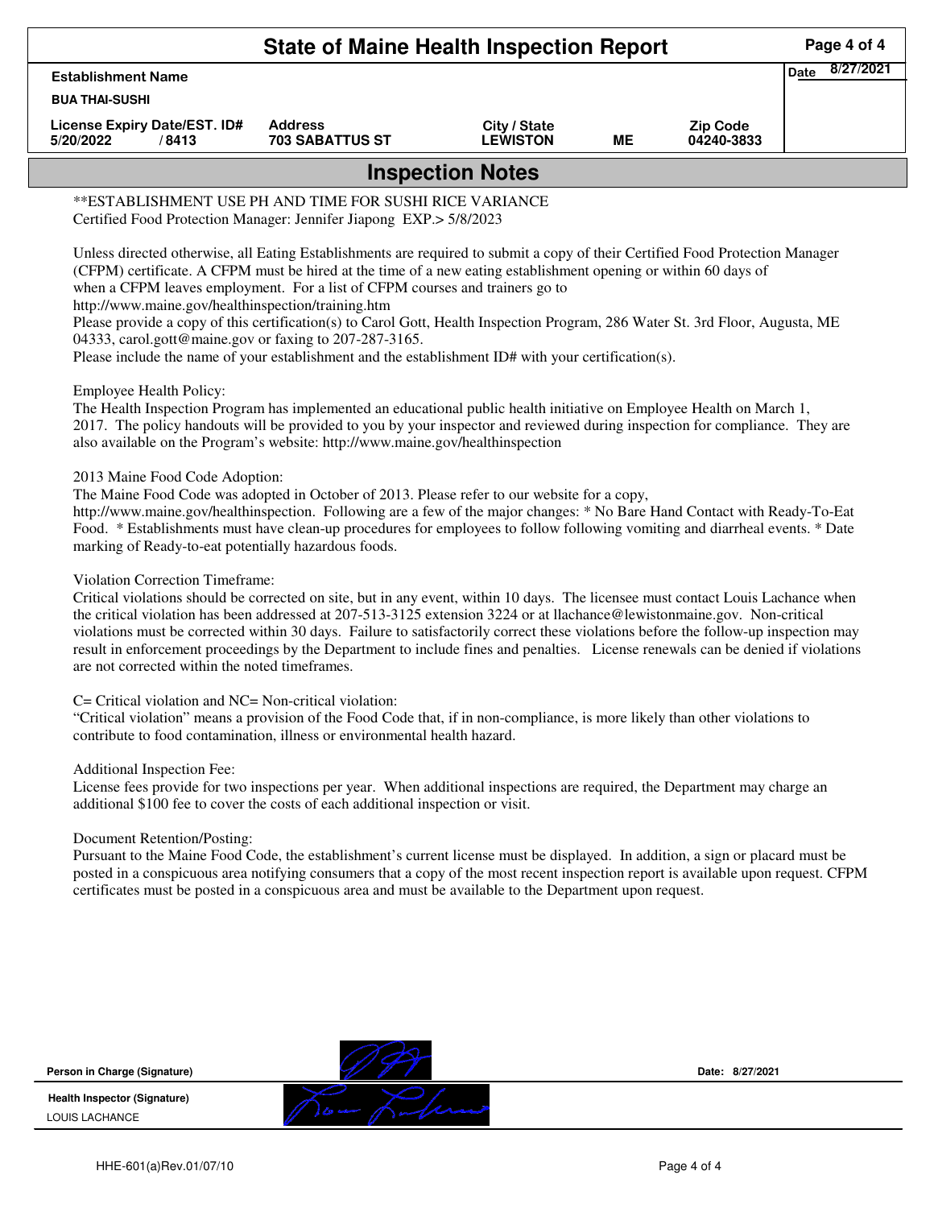# State of Maine Health Inspection Report

| Establishment Name | | | | | Date 8/27/2021 |
|---|---|---|---|---|---|
| BUA THAI-SUSHI | | | | | |
| License Expiry Date/EST. ID# | Address | City / State | | Zip Code | |
| 5/20/2022 / 8413 | 703 SABATTUS ST | LEWISTON | ME | 04240-3833 | |

## Inspection Notes

**ESTABLISHMENT USE PH AND TIME FOR SUSHI RICE VARIANCE
Certified Food Protection Manager: Jennifer Jiapong EXP.> 5/8/2023

Unless directed otherwise, all Eating Establishments are required to submit a copy of their Certified Food Protection Manager (CFPM) certificate. A CFPM must be hired at the time of a new eating establishment opening or within 60 days of when a CFPM leaves employment. For a list of CFPM courses and trainers go to http://www.maine.gov/healthinspection/training.htm
Please provide a copy of this certification(s) to Carol Gott, Health Inspection Program, 286 Water St. 3rd Floor, Augusta, ME 04333, carol.gott@maine.gov or faxing to 207-287-3165.
Please include the name of your establishment and the establishment ID# with your certification(s).

Employee Health Policy:
The Health Inspection Program has implemented an educational public health initiative on Employee Health on March 1, 2017. The policy handouts will be provided to you by your inspector and reviewed during inspection for compliance. They are also available on the Program's website: http://www.maine.gov/healthinspection

2013 Maine Food Code Adoption:
The Maine Food Code was adopted in October of 2013. Please refer to our website for a copy, http://www.maine.gov/healthinspection. Following are a few of the major changes: * No Bare Hand Contact with Ready-To-Eat Food. * Establishments must have clean-up procedures for employees to follow following vomiting and diarrheal events. * Date marking of Ready-to-eat potentially hazardous foods.

Violation Correction Timeframe:
Critical violations should be corrected on site, but in any event, within 10 days. The licensee must contact Louis Lachance when the critical violation has been addressed at 207-513-3125 extension 3224 or at llachance@lewistonmaine.gov. Non-critical violations must be corrected within 30 days. Failure to satisfactorily correct these violations before the follow-up inspection may result in enforcement proceedings by the Department to include fines and penalties. License renewals can be denied if violations are not corrected within the noted timeframes.

C= Critical violation and NC= Non-critical violation:
"Critical violation" means a provision of the Food Code that, if in non-compliance, is more likely than other violations to contribute to food contamination, illness or environmental health hazard.

Additional Inspection Fee:
License fees provide for two inspections per year. When additional inspections are required, the Department may charge an additional $100 fee to cover the costs of each additional inspection or visit.

Document Retention/Posting:
Pursuant to the Maine Food Code, the establishment's current license must be displayed. In addition, a sign or placard must be posted in a conspicuous area notifying consumers that a copy of the most recent inspection report is available upon request. CFPM certificates must be posted in a conspicuous area and must be available to the Department upon request.

**Person in Charge (Signature)** Date: 8/27/2021

**Health Inspector (Signature)**
LOUIS LACHANCE

HHE-601(a)Rev.01/07/10